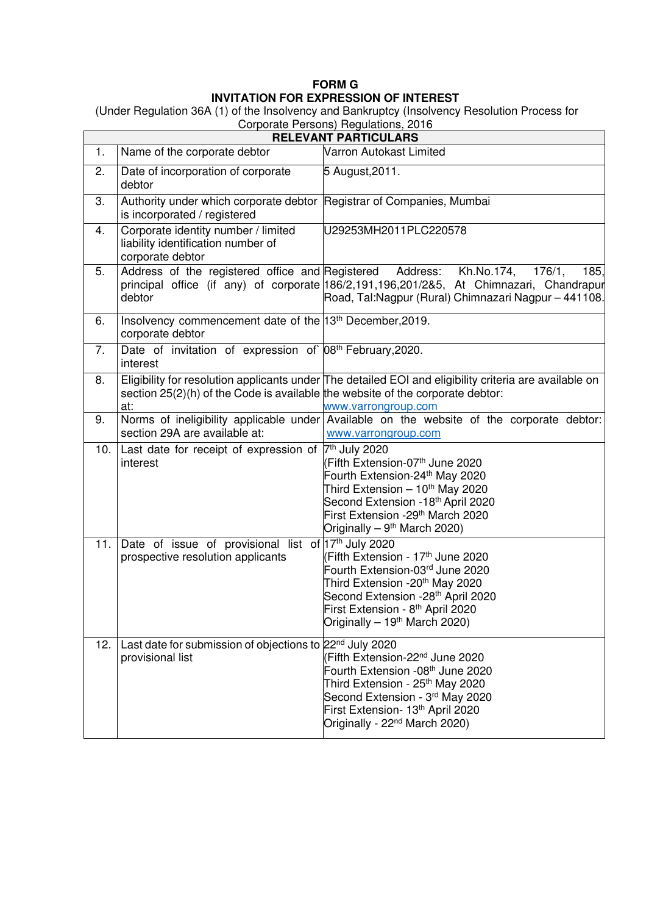# FORM G

## INVITATION FOR EXPRESSION OF INTEREST

(Under Regulation 36A (1) of the Insolvency and Bankruptcy (Insolvency Resolution Process for Corporate Persons) Regulations, 2016

| RELEVANT PARTICULARS | | |
|---|---|---|
| 1. | Name of the corporate debtor | Varron Autokast Limited |
| 2. | Date of incorporation of corporate debtor | 5 August,2011. |
| 3. | Authority under which corporate debtor is incorporated / registered | Registrar of Companies, Mumbai |
| 4. | Corporate identity number / limited liability identification number of corporate debtor | U29253MH2011PLC220578 |
| 5. | Address of the registered office and principal office (if any) of corporate debtor | Registered Address: Kh.No.174, 176/1, 185, 186/2,191,196,201/2&5, At Chimnazari, Chandrapur Road, Tal:Nagpur (Rural) Chimnazari Nagpur – 441108. |
| 6. | Insolvency commencement date of the corporate debtor | 13th December,2019. |
| 7. | Date of invitation of expression of` interest | 08th February,2020. |
| 8. | Eligibility for resolution applicants under section 25(2)(h) of the Code is available at: | The detailed EOI and eligibility criteria are available on the website of the corporate debtor: www.varrongroup.com |
| 9. | Norms of ineligibility applicable under section 29A are available at: | Available on the website of the corporate debtor: www.varrongroup.com |
| 10. | Last date for receipt of expression of interest | 7th July 2020<br>(Fifth Extension-07th June 2020<br>Fourth Extension-24th May 2020<br>Third Extension – 10th May 2020<br>Second Extension -18th April 2020<br>First Extension -29th March 2020<br>Originally – 9th March 2020) |
| 11. | Date of issue of provisional list of prospective resolution applicants | 17th July 2020<br>(Fifth Extension - 17th June 2020<br>Fourth Extension-03rd June 2020<br>Third Extension -20th May 2020<br>Second Extension -28th April 2020<br>First Extension - 8th April 2020<br>Originally – 19th March 2020) |
| 12. | Last date for submission of objections to provisional list | 22nd July 2020<br>(Fifth Extension-22nd June 2020<br>Fourth Extension -08th June 2020<br>Third Extension - 25th May 2020<br>Second Extension - 3rd May 2020<br>First Extension- 13th April 2020<br>Originally - 22nd March 2020) |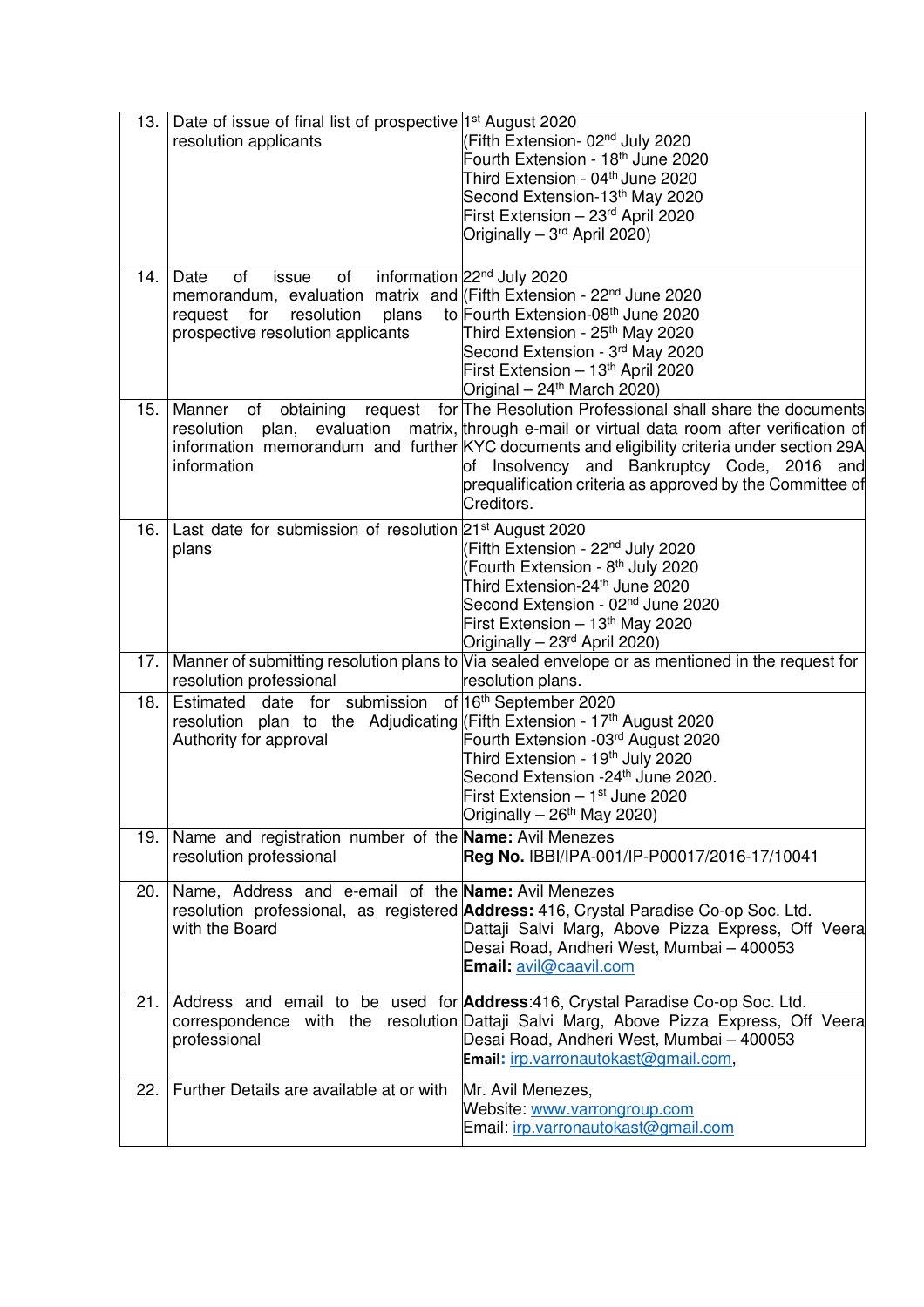| 13. | Date of issue of final list of prospective resolution applicants | 1st August 2020<br>(Fifth Extension- 02nd July 2020<br>Fourth Extension - 18th June 2020<br>Third Extension - 04th June 2020<br>Second Extension-13th May 2020<br>First Extension – 23rd April 2020<br>Originally – 3rd April 2020) |
|---|---|---|
| 14. | Date of issue of information memorandum, evaluation matrix and request for resolution plans to prospective resolution applicants | 22nd July 2020<br>(Fifth Extension - 22nd June 2020<br>Fourth Extension-08th June 2020<br>Third Extension - 25th May 2020<br>Second Extension - 3rd May 2020<br>First Extension – 13th April 2020<br>Original – 24th March 2020) |
| 15. | Manner of obtaining request for resolution plan, evaluation matrix, information memorandum and further information | The Resolution Professional shall share the documents through e-mail or virtual data room after verification of KYC documents and eligibility criteria under section 29A of Insolvency and Bankruptcy Code, 2016 and prequalification criteria as approved by the Committee of Creditors. |
| 16. | Last date for submission of resolution plans | 21st August 2020<br>(Fifth Extension - 22nd July 2020<br>(Fourth Extension - 8th July 2020<br>Third Extension-24th June 2020<br>Second Extension - 02nd June 2020<br>First Extension – 13th May 2020<br>Originally – 23rd April 2020) |
| 17. | Manner of submitting resolution plans to resolution professional | Via sealed envelope or as mentioned in the request for resolution plans. |
| 18. | Estimated date for submission of resolution plan to the Adjudicating Authority for approval | 16th September 2020<br>(Fifth Extension - 17th August 2020<br>Fourth Extension -03rd August 2020<br>Third Extension - 19th July 2020<br>Second Extension -24th June 2020.<br>First Extension – 1st June 2020<br>Originally – 26th May 2020) |
| 19. | Name and registration number of the resolution professional | **Name:** Avil Menezes<br>**Reg No.** IBBI/IPA-001/IP-P00017/2016-17/10041 |
| 20. | Name, Address and e-email of the resolution professional, as registered with the Board | **Name:** Avil Menezes<br>**Address:** 416, Crystal Paradise Co-op Soc. Ltd. Dattaji Salvi Marg, Above Pizza Express, Off Veera Desai Road, Andheri West, Mumbai – 400053<br>**Email:** avil@caavil.com |
| 21. | Address and email to be used for correspondence with the resolution professional | **Address**:416, Crystal Paradise Co-op Soc. Ltd. Dattaji Salvi Marg, Above Pizza Express, Off Veera Desai Road, Andheri West, Mumbai – 400053<br>**Email:** irp.varronautokast@gmail.com, |
| 22. | Further Details are available at or with | Mr. Avil Menezes,<br>Website: www.varrongroup.com<br>Email: irp.varronautokast@gmail.com |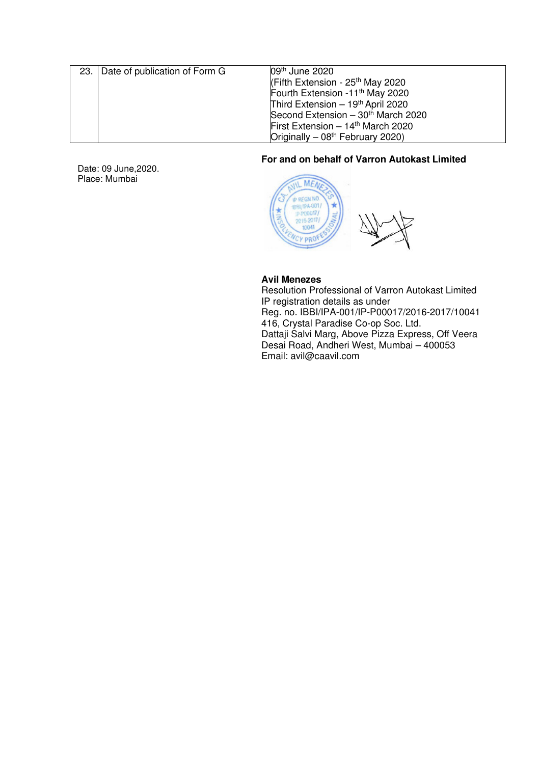| | | |
|---|---|---|
| 23. | Date of publication of Form G | 09th June 2020<br>(Fifth Extension - 25th May 2020<br>Fourth Extension -11th May 2020<br>Third Extension – 19th April 2020<br>Second Extension – 30th March 2020<br>First Extension – 14th March 2020<br>Originally – 08th February 2020) |

Date: 09 June,2020.
Place: Mumbai

**For and on behalf of Varron Autokast Limited**

**Avil Menezes**
Resolution Professional of Varron Autokast Limited
IP registration details as under
Reg. no. IBBI/IPA-001/IP-P00017/2016-2017/10041
416, Crystal Paradise Co-op Soc. Ltd.
Dattaji Salvi Marg, Above Pizza Express, Off Veera Desai Road, Andheri West, Mumbai – 400053
Email: avil@caavil.com